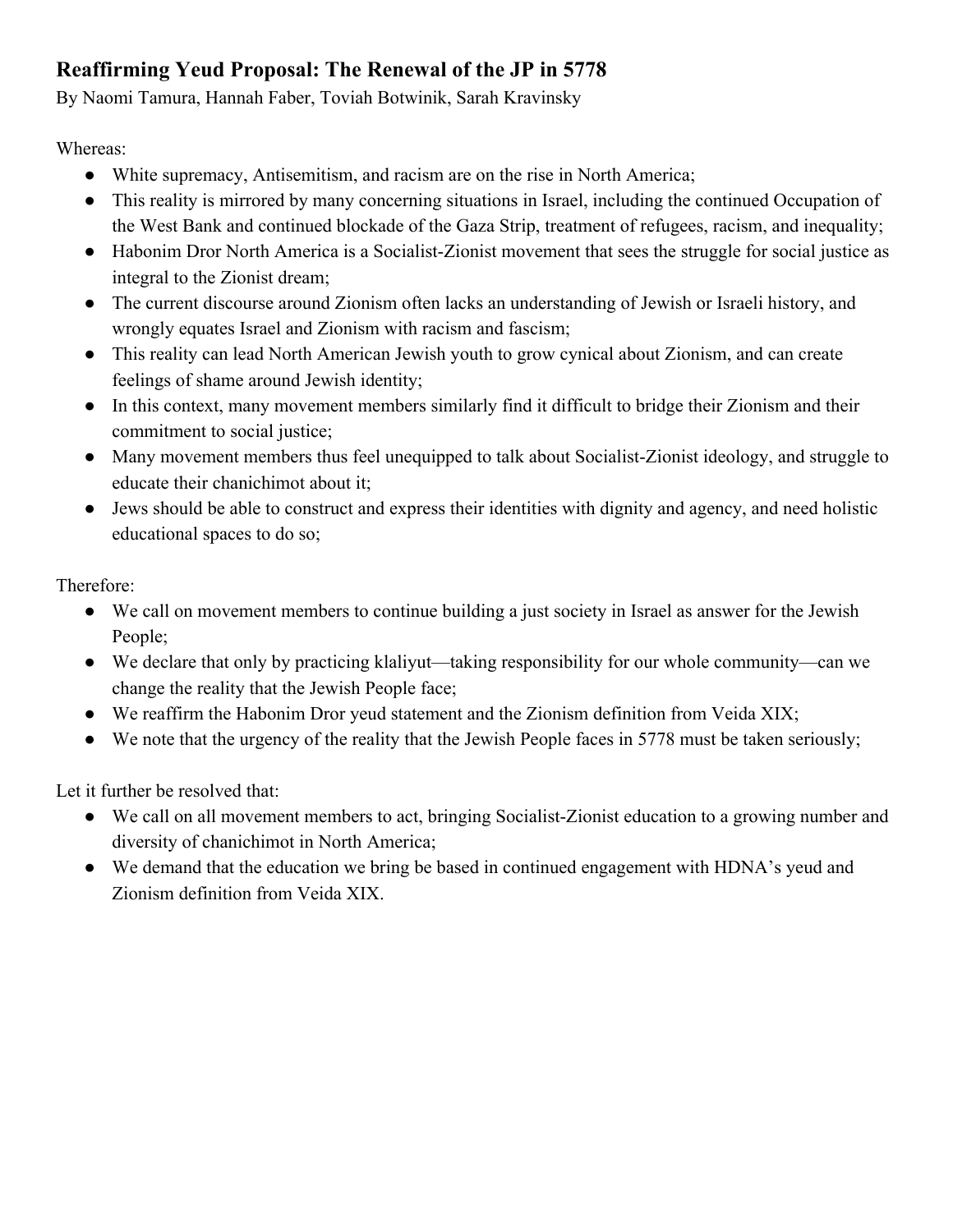## Reaffirming Yeud Proposal: The Renewal of the JP in 5778

By Naomi Tamura, Hannah Faber, Toviah Botwinik, Sarah Kravinsky

Whereas:

- White supremacy, Antisemitism, and racism are on the rise in North America;
- This reality is mirrored by many concerning situations in Israel, including the continued Occupation of the West Bank and continued blockade of the Gaza Strip, treatment of refugees, racism, and inequality;
- Habonim Dror North America is a Socialist-Zionist movement that sees the struggle for social justice as integral to the Zionist dream;
- The current discourse around Zionism often lacks an understanding of Jewish or Israeli history, and wrongly equates Israel and Zionism with racism and fascism;
- This reality can lead North American Jewish youth to grow cynical about Zionism, and can create feelings of shame around Jewish identity;
- In this context, many movement members similarly find it difficult to bridge their Zionism and their commitment to social justice;
- Many movement members thus feel unequipped to talk about Socialist-Zionist ideology, and struggle to educate their chanichimot about it;
- Jews should be able to construct and express their identities with dignity and agency, and need holistic educational spaces to do so;

Therefore:

- We call on movement members to continue building a just society in Israel as answer for the Jewish People;
- We declare that only by practicing klaliyut—taking responsibility for our whole community—can we change the reality that the Jewish People face;
- We reaffirm the Habonim Dror yeud statement and the Zionism definition from Veida XIX;
- We note that the urgency of the reality that the Jewish People faces in 5778 must be taken seriously;

Let it further be resolved that:

- We call on all movement members to act, bringing Socialist-Zionist education to a growing number and diversity of chanichimot in North America;
- We demand that the education we bring be based in continued engagement with HDNA's yeud and Zionism definition from Veida XIX.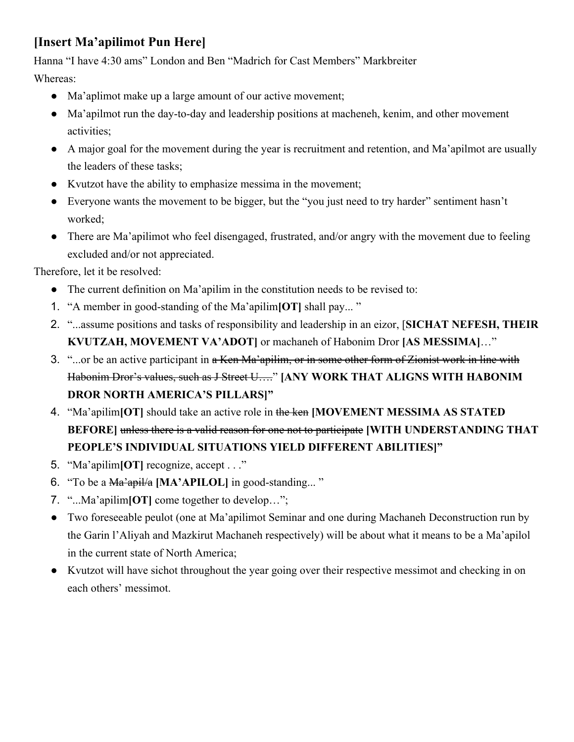## [Insert Ma'apilimot Pun Here]

Hanna "I have 4:30 ams" London and Ben "Madrich for Cast Members" Markbreiter

Whereas:

- Ma'aplimot make up a large amount of our active movement;
- Ma'apilmot run the day-to-day and leadership positions at macheneh, kenim, and other movement activities;
- A major goal for the movement during the year is recruitment and retention, and Ma'apilmot are usually the leaders of these tasks;
- Kvutzot have the ability to emphasize messima in the movement;
- Everyone wants the movement to be bigger, but the "you just need to try harder" sentiment hasn't worked;
- There are Ma'apilimot who feel disengaged, frustrated, and/or angry with the movement due to feeling excluded and/or not appreciated.

Therefore, let it be resolved:

- The current definition on Ma'apilim in the constitution needs to be revised to:

1. "A member in good-standing of the Ma'apilim**[OT]** shall pay... "
2. "...assume positions and tasks of responsibility and leadership in an eizor, [**SICHAT NEFESH, THEIR KVUTZAH, MOVEMENT VA'ADOT]** or machaneh of Habonim Dror **[AS MESSIMA]**…"
3. "...or be an active participant in ~~a Ken Ma'apilim, or in some other form of Zionist work in line with Habonim Dror's values, such as J Street U….~~" **[ANY WORK THAT ALIGNS WITH HABONIM DROR NORTH AMERICA'S PILLARS]"**
4. "Ma'apilim**[OT]** should take an active role in ~~the ken~~ **[MOVEMENT MESSIMA AS STATED BEFORE]** ~~unless there is a valid reason for one not to participate~~ **[WITH UNDERSTANDING THAT PEOPLE'S INDIVIDUAL SITUATIONS YIELD DIFFERENT ABILITIES]"**
5. "Ma'apilim**[OT]** recognize, accept . . ."
6. "To be a ~~Ma'apil/a~~ **[MA'APILOL]** in good-standing... "
7. "...Ma'apilim**[OT]** come together to develop…";

- Two foreseeable peulot (one at Ma'apilimot Seminar and one during Machaneh Deconstruction run by the Garin l'Aliyah and Mazkirut Machaneh respectively) will be about what it means to be a Ma'apilol in the current state of North America;
- Kvutzot will have sichot throughout the year going over their respective messimot and checking in on each others' messimot.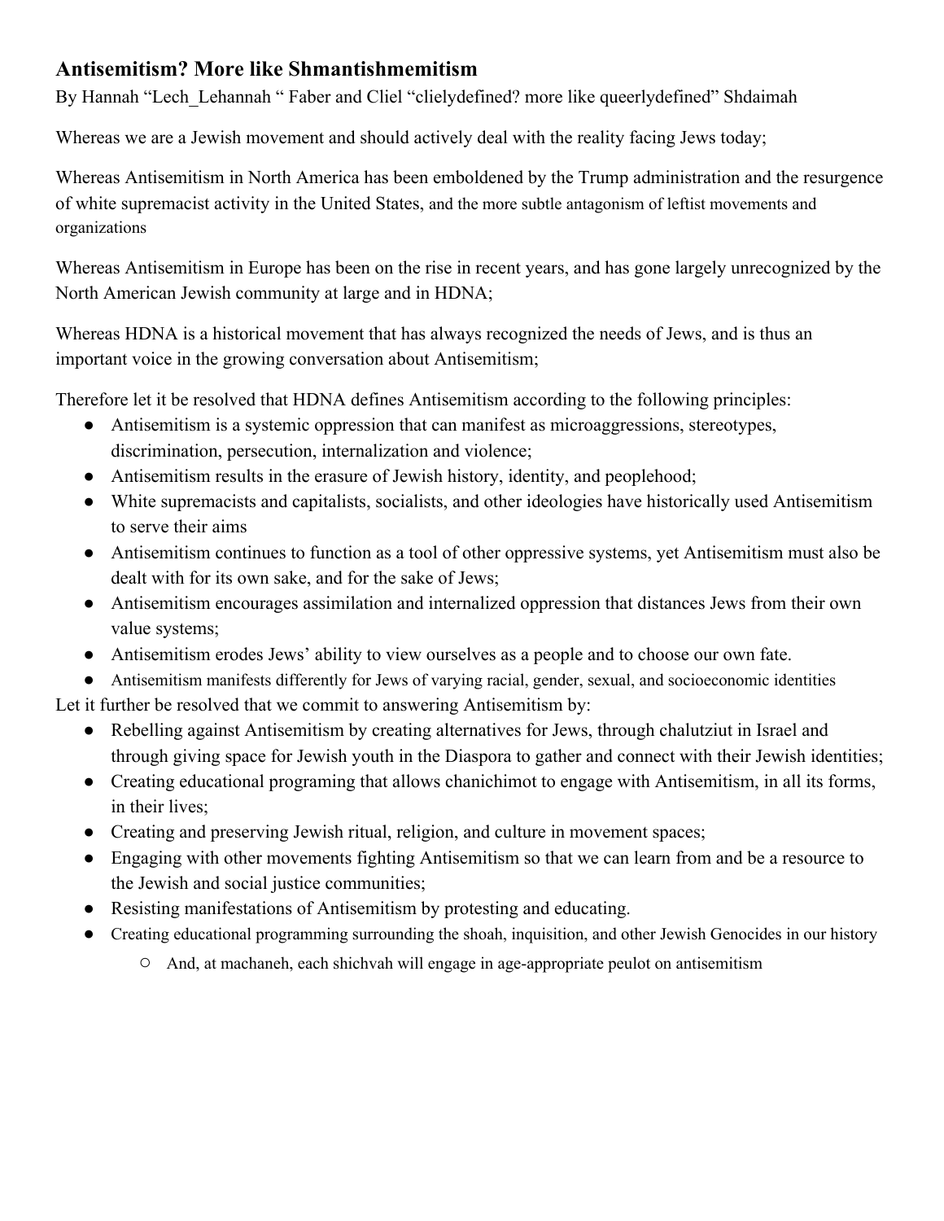## Antisemitism? More like Shmantishmemitism

By Hannah "Lech_Lehannah " Faber and Cliel "clielydefined? more like queerlydefined" Shdaimah

Whereas we are a Jewish movement and should actively deal with the reality facing Jews today;

Whereas Antisemitism in North America has been emboldened by the Trump administration and the resurgence of white supremacist activity in the United States, and the more subtle antagonism of leftist movements and organizations

Whereas Antisemitism in Europe has been on the rise in recent years, and has gone largely unrecognized by the North American Jewish community at large and in HDNA;

Whereas HDNA is a historical movement that has always recognized the needs of Jews, and is thus an important voice in the growing conversation about Antisemitism;

Therefore let it be resolved that HDNA defines Antisemitism according to the following principles:

- Antisemitism is a systemic oppression that can manifest as microaggressions, stereotypes, discrimination, persecution, internalization and violence;
- Antisemitism results in the erasure of Jewish history, identity, and peoplehood;
- White supremacists and capitalists, socialists, and other ideologies have historically used Antisemitism to serve their aims
- Antisemitism continues to function as a tool of other oppressive systems, yet Antisemitism must also be dealt with for its own sake, and for the sake of Jews;
- Antisemitism encourages assimilation and internalized oppression that distances Jews from their own value systems;
- Antisemitism erodes Jews' ability to view ourselves as a people and to choose our own fate.
- Antisemitism manifests differently for Jews of varying racial, gender, sexual, and socioeconomic identities

Let it further be resolved that we commit to answering Antisemitism by:

- Rebelling against Antisemitism by creating alternatives for Jews, through chalutziut in Israel and through giving space for Jewish youth in the Diaspora to gather and connect with their Jewish identities;
- Creating educational programing that allows chanichimot to engage with Antisemitism, in all its forms, in their lives;
- Creating and preserving Jewish ritual, religion, and culture in movement spaces;
- Engaging with other movements fighting Antisemitism so that we can learn from and be a resource to the Jewish and social justice communities;
- Resisting manifestations of Antisemitism by protesting and educating.
- Creating educational programming surrounding the shoah, inquisition, and other Jewish Genocides in our history
    - And, at machaneh, each shichvah will engage in age-appropriate peulot on antisemitism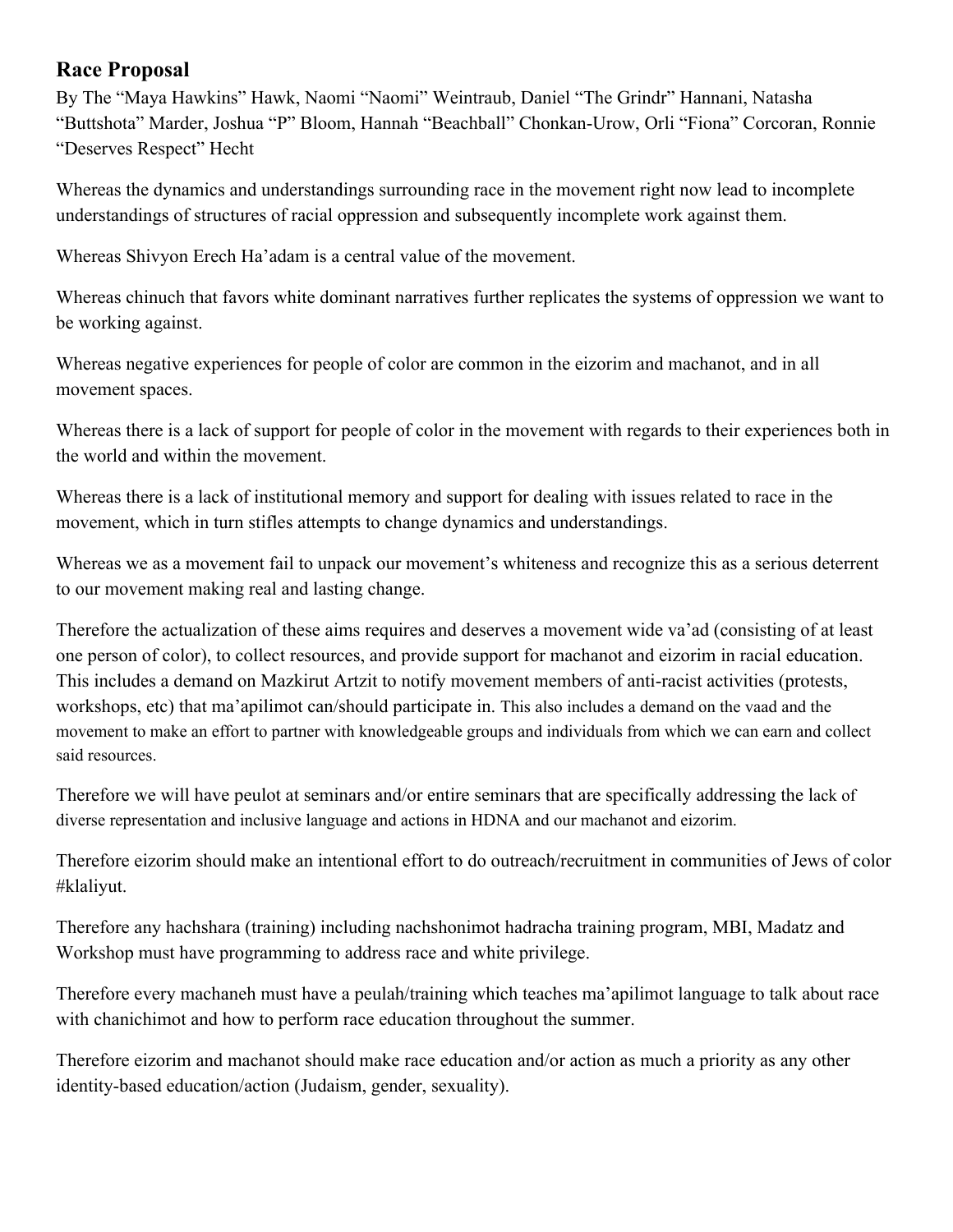## Race Proposal

By The "Maya Hawkins" Hawk, Naomi "Naomi" Weintraub, Daniel "The Grindr" Hannani, Natasha "Buttshota" Marder, Joshua "P" Bloom, Hannah "Beachball" Chonkan-Urow, Orli "Fiona" Corcoran, Ronnie "Deserves Respect" Hecht

Whereas the dynamics and understandings surrounding race in the movement right now lead to incomplete understandings of structures of racial oppression and subsequently incomplete work against them.

Whereas Shivyon Erech Ha'adam is a central value of the movement.

Whereas chinuch that favors white dominant narratives further replicates the systems of oppression we want to be working against.

Whereas negative experiences for people of color are common in the eizorim and machanot, and in all movement spaces.

Whereas there is a lack of support for people of color in the movement with regards to their experiences both in the world and within the movement.

Whereas there is a lack of institutional memory and support for dealing with issues related to race in the movement, which in turn stifles attempts to change dynamics and understandings.

Whereas we as a movement fail to unpack our movement's whiteness and recognize this as a serious deterrent to our movement making real and lasting change.

Therefore the actualization of these aims requires and deserves a movement wide va'ad (consisting of at least one person of color), to collect resources, and provide support for machanot and eizorim in racial education. This includes a demand on Mazkirut Artzit to notify movement members of anti-racist activities (protests, workshops, etc) that ma'apilimot can/should participate in. This also includes a demand on the vaad and the movement to make an effort to partner with knowledgeable groups and individuals from which we can earn and collect said resources.

Therefore we will have peulot at seminars and/or entire seminars that are specifically addressing the lack of diverse representation and inclusive language and actions in HDNA and our machanot and eizorim.

Therefore eizorim should make an intentional effort to do outreach/recruitment in communities of Jews of color #klaliyut.

Therefore any hachshara (training) including nachshonimot hadracha training program, MBI, Madatz and Workshop must have programming to address race and white privilege.

Therefore every machaneh must have a peulah/training which teaches ma'apilimot language to talk about race with chanichimot and how to perform race education throughout the summer.

Therefore eizorim and machanot should make race education and/or action as much a priority as any other identity-based education/action (Judaism, gender, sexuality).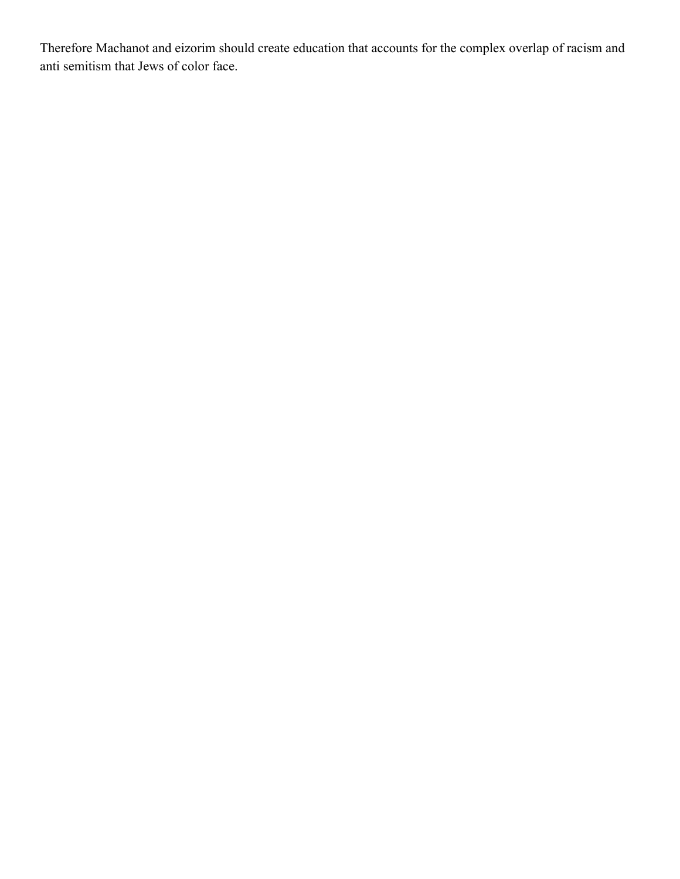Therefore Machanot and eizorim should create education that accounts for the complex overlap of racism and anti semitism that Jews of color face.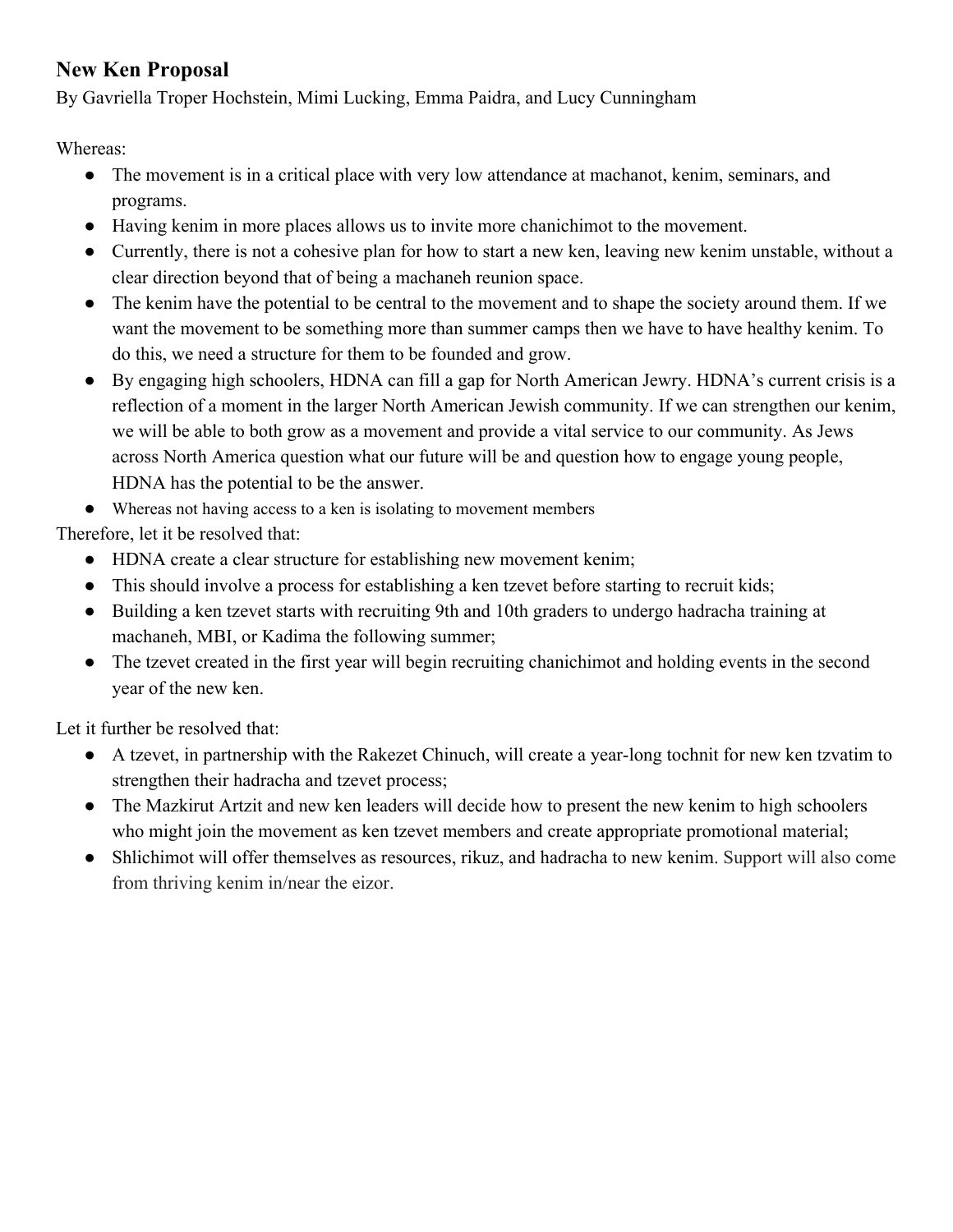## New Ken Proposal

By Gavriella Troper Hochstein, Mimi Lucking, Emma Paidra, and Lucy Cunningham

Whereas:

- The movement is in a critical place with very low attendance at machanot, kenim, seminars, and programs.
- Having kenim in more places allows us to invite more chanichimot to the movement.
- Currently, there is not a cohesive plan for how to start a new ken, leaving new kenim unstable, without a clear direction beyond that of being a machaneh reunion space.
- The kenim have the potential to be central to the movement and to shape the society around them. If we want the movement to be something more than summer camps then we have to have healthy kenim. To do this, we need a structure for them to be founded and grow.
- By engaging high schoolers, HDNA can fill a gap for North American Jewry. HDNA's current crisis is a reflection of a moment in the larger North American Jewish community. If we can strengthen our kenim, we will be able to both grow as a movement and provide a vital service to our community. As Jews across North America question what our future will be and question how to engage young people, HDNA has the potential to be the answer.
- Whereas not having access to a ken is isolating to movement members

Therefore, let it be resolved that:

- HDNA create a clear structure for establishing new movement kenim;
- This should involve a process for establishing a ken tzevet before starting to recruit kids;
- Building a ken tzevet starts with recruiting 9th and 10th graders to undergo hadracha training at machaneh, MBI, or Kadima the following summer;
- The tzevet created in the first year will begin recruiting chanichimot and holding events in the second year of the new ken.

Let it further be resolved that:

- A tzevet, in partnership with the Rakezet Chinuch, will create a year-long tochnit for new ken tzvatim to strengthen their hadracha and tzevet process;
- The Mazkirut Artzit and new ken leaders will decide how to present the new kenim to high schoolers who might join the movement as ken tzevet members and create appropriate promotional material;
- Shlichimot will offer themselves as resources, rikuz, and hadracha to new kenim. Support will also come from thriving kenim in/near the eizor.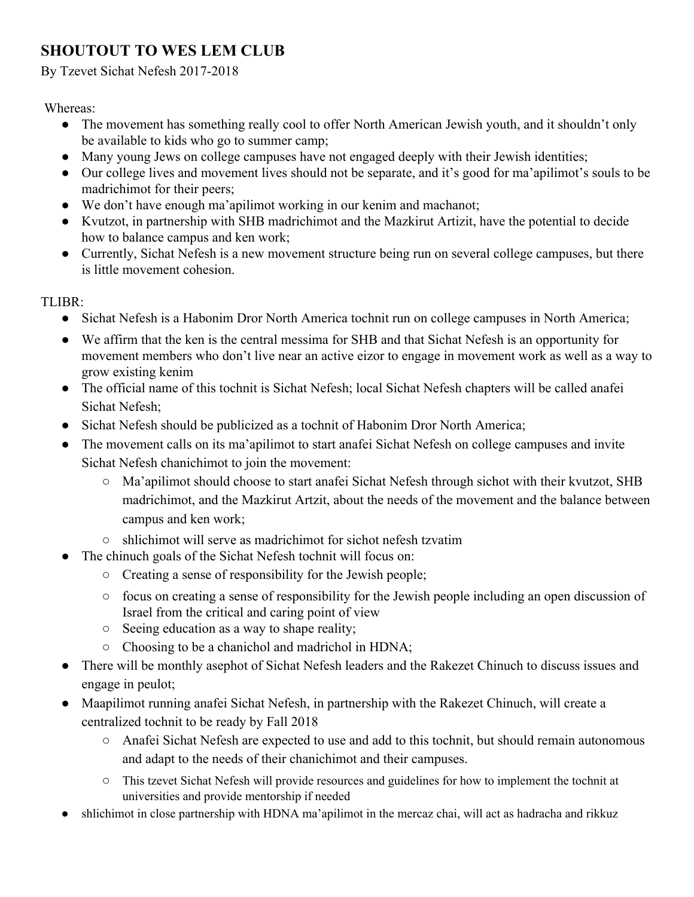## SHOUTOUT TO WES LEM CLUB

By Tzevet Sichat Nefesh 2017-2018

Whereas:

- The movement has something really cool to offer North American Jewish youth, and it shouldn't only be available to kids who go to summer camp;
- Many young Jews on college campuses have not engaged deeply with their Jewish identities;
- Our college lives and movement lives should not be separate, and it's good for ma'apilimot's souls to be madrichimot for their peers;
- We don't have enough ma'apilimot working in our kenim and machanot;
- Kvutzot, in partnership with SHB madrichimot and the Mazkirut Artizit, have the potential to decide how to balance campus and ken work;
- Currently, Sichat Nefesh is a new movement structure being run on several college campuses, but there is little movement cohesion.

TLIBR:

- Sichat Nefesh is a Habonim Dror North America tochnit run on college campuses in North America;
- We affirm that the ken is the central messima for SHB and that Sichat Nefesh is an opportunity for movement members who don't live near an active eizor to engage in movement work as well as a way to grow existing kenim
- The official name of this tochnit is Sichat Nefesh; local Sichat Nefesh chapters will be called anafei Sichat Nefesh;
- Sichat Nefesh should be publicized as a tochnit of Habonim Dror North America;
- The movement calls on its ma'apilimot to start anafei Sichat Nefesh on college campuses and invite Sichat Nefesh chanichimot to join the movement:
    - Ma'apilimot should choose to start anafei Sichat Nefesh through sichot with their kvutzot, SHB madrichimot, and the Mazkirut Artzit, about the needs of the movement and the balance between campus and ken work;
    - shlichimot will serve as madrichimot for sichot nefesh tzvatim
- The chinuch goals of the Sichat Nefesh tochnit will focus on:
    - Creating a sense of responsibility for the Jewish people;
    - focus on creating a sense of responsibility for the Jewish people including an open discussion of Israel from the critical and caring point of view
    - Seeing education as a way to shape reality;
    - Choosing to be a chanichol and madrichol in HDNA;
- There will be monthly asephot of Sichat Nefesh leaders and the Rakezet Chinuch to discuss issues and engage in peulot;
- Maapilimot running anafei Sichat Nefesh, in partnership with the Rakezet Chinuch, will create a centralized tochnit to be ready by Fall 2018
    - Anafei Sichat Nefesh are expected to use and add to this tochnit, but should remain autonomous and adapt to the needs of their chanichimot and their campuses.
    - This tzevet Sichat Nefesh will provide resources and guidelines for how to implement the tochnit at universities and provide mentorship if needed
- shlichimot in close partnership with HDNA ma'apilimot in the mercaz chai, will act as hadracha and rikkuz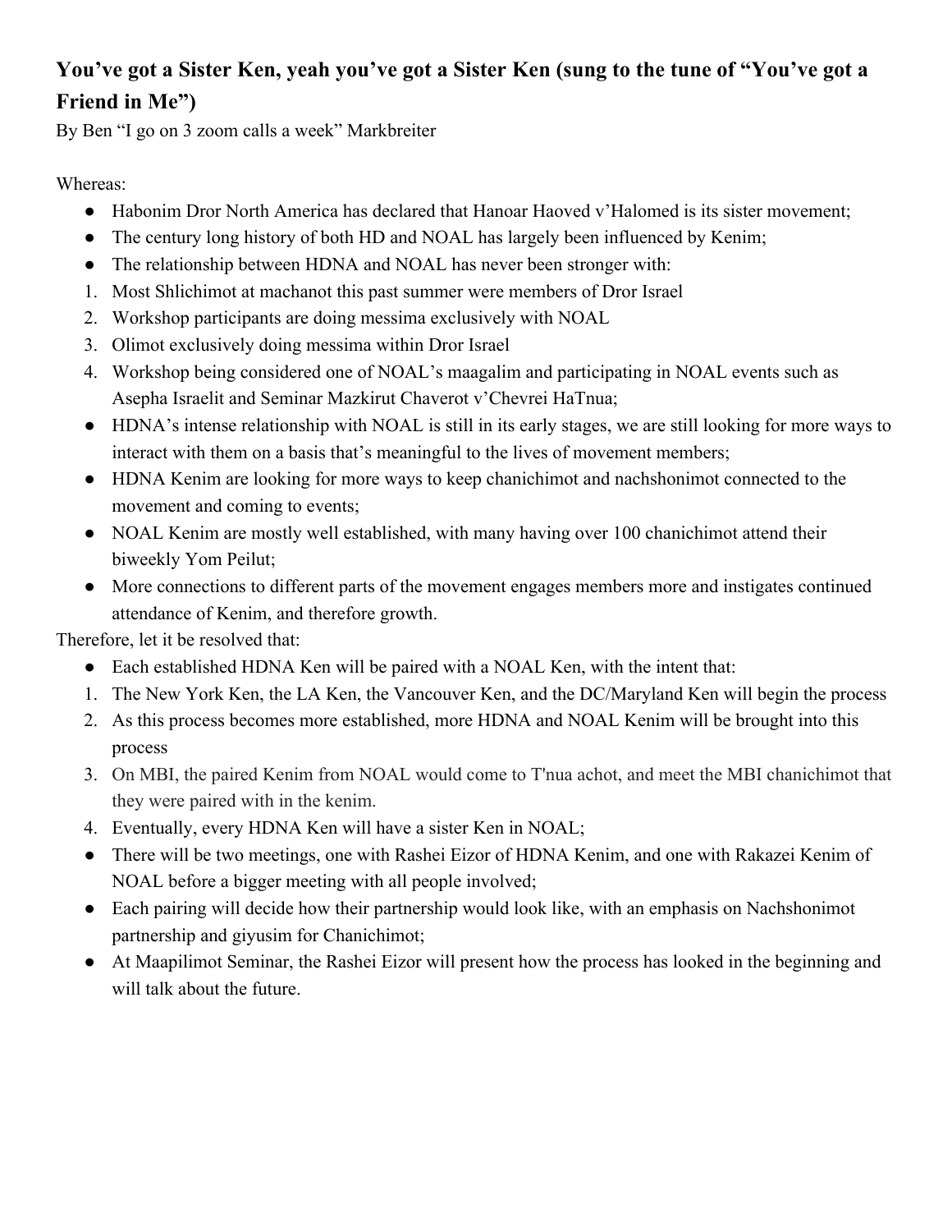### You've got a Sister Ken, yeah you've got a Sister Ken (sung to the tune of "You've got a Friend in Me")

By Ben "I go on 3 zoom calls a week" Markbreiter

Whereas:

- Habonim Dror North America has declared that Hanoar Haoved v'Halomed is its sister movement;
- The century long history of both HD and NOAL has largely been influenced by Kenim;
- The relationship between HDNA and NOAL has never been stronger with:

1. Most Shlichimot at machanot this past summer were members of Dror Israel
2. Workshop participants are doing messima exclusively with NOAL
3. Olimot exclusively doing messima within Dror Israel
4. Workshop being considered one of NOAL's maagalim and participating in NOAL events such as Asepha Israelit and Seminar Mazkirut Chaverot v'Chevrei HaTnua;

- HDNA's intense relationship with NOAL is still in its early stages, we are still looking for more ways to interact with them on a basis that's meaningful to the lives of movement members;
- HDNA Kenim are looking for more ways to keep chanichimot and nachshonimot connected to the movement and coming to events;
- NOAL Kenim are mostly well established, with many having over 100 chanichimot attend their biweekly Yom Peilut;
- More connections to different parts of the movement engages members more and instigates continued attendance of Kenim, and therefore growth.

Therefore, let it be resolved that:

- Each established HDNA Ken will be paired with a NOAL Ken, with the intent that:

1. The New York Ken, the LA Ken, the Vancouver Ken, and the DC/Maryland Ken will begin the process
2. As this process becomes more established, more HDNA and NOAL Kenim will be brought into this process
3. On MBI, the paired Kenim from NOAL would come to T'nua achot, and meet the MBI chanichimot that they were paired with in the kenim.
4. Eventually, every HDNA Ken will have a sister Ken in NOAL;

- There will be two meetings, one with Rashei Eizor of HDNA Kenim, and one with Rakazei Kenim of NOAL before a bigger meeting with all people involved;
- Each pairing will decide how their partnership would look like, with an emphasis on Nachshonimot partnership and giyusim for Chanichimot;
- At Maapilimot Seminar, the Rashei Eizor will present how the process has looked in the beginning and will talk about the future.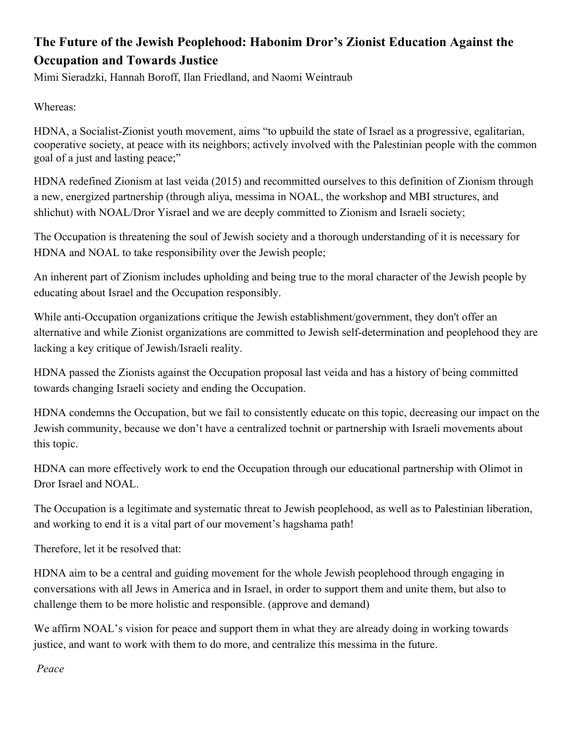# The Future of the Jewish Peoplehood: Habonim Dror's Zionist Education Against the Occupation and Towards Justice

Mimi Sieradzki, Hannah Boroff, Ilan Friedland, and Naomi Weintraub

Whereas:

HDNA, a Socialist-Zionist youth movement, aims "to upbuild the state of Israel as a progressive, egalitarian, cooperative society, at peace with its neighbors; actively involved with the Palestinian people with the common goal of a just and lasting peace;"

HDNA redefined Zionism at last veida (2015) and recommitted ourselves to this definition of Zionism through a new, energized partnership (through aliya, messima in NOAL, the workshop and MBI structures, and shlichut) with NOAL/Dror Yisrael and we are deeply committed to Zionism and Israeli society;

The Occupation is threatening the soul of Jewish society and a thorough understanding of it is necessary for HDNA and NOAL to take responsibility over the Jewish people;

An inherent part of Zionism includes upholding and being true to the moral character of the Jewish people by educating about Israel and the Occupation responsibly.

While anti-Occupation organizations critique the Jewish establishment/government, they don't offer an alternative and while Zionist organizations are committed to Jewish self-determination and peoplehood they are lacking a key critique of Jewish/Israeli reality.

HDNA passed the Zionists against the Occupation proposal last veida and has a history of being committed towards changing Israeli society and ending the Occupation.

HDNA condemns the Occupation, but we fail to consistently educate on this topic, decreasing our impact on the Jewish community, because we don't have a centralized tochnit or partnership with Israeli movements about this topic.

HDNA can more effectively work to end the Occupation through our educational partnership with Olimot in Dror Israel and NOAL.

The Occupation is a legitimate and systematic threat to Jewish peoplehood, as well as to Palestinian liberation, and working to end it is a vital part of our movement's hagshama path!

Therefore, let it be resolved that:

HDNA aim to be a central and guiding movement for the whole Jewish peoplehood through engaging in conversations with all Jews in America and in Israel, in order to support them and unite them, but also to challenge them to be more holistic and responsible. (approve and demand)

We affirm NOAL's vision for peace and support them in what they are already doing in working towards justice, and want to work with them to do more, and centralize this messima in the future.

*Peace*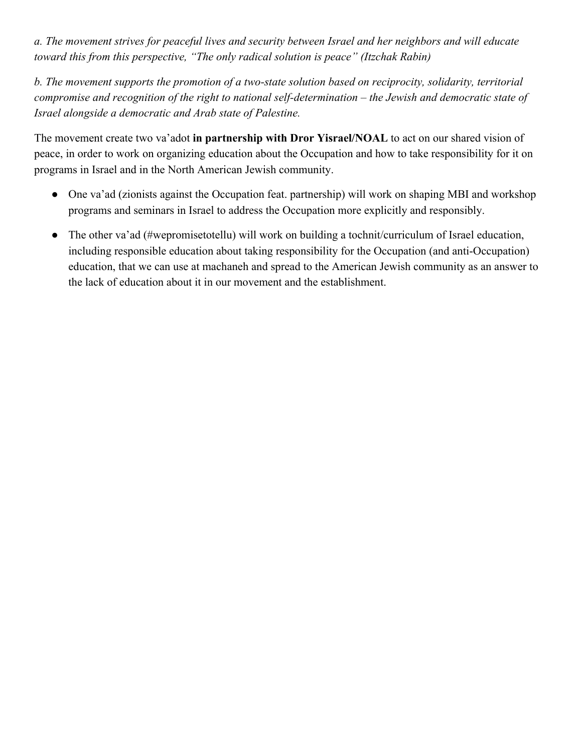*a. The movement strives for peaceful lives and security between Israel and her neighbors and will educate toward this from this perspective, "The only radical solution is peace" (Itzchak Rabin)*

*b. The movement supports the promotion of a two-state solution based on reciprocity, solidarity, territorial compromise and recognition of the right to national self-determination – the Jewish and democratic state of Israel alongside a democratic and Arab state of Palestine.*

The movement create two va'adot **in partnership with Dror Yisrael/NOAL** to act on our shared vision of peace, in order to work on organizing education about the Occupation and how to take responsibility for it on programs in Israel and in the North American Jewish community.

- One va'ad (zionists against the Occupation feat. partnership) will work on shaping MBI and workshop programs and seminars in Israel to address the Occupation more explicitly and responsibly.
- The other va'ad (#wepromisetotellu) will work on building a tochnit/curriculum of Israel education, including responsible education about taking responsibility for the Occupation (and anti-Occupation) education, that we can use at machaneh and spread to the American Jewish community as an answer to the lack of education about it in our movement and the establishment.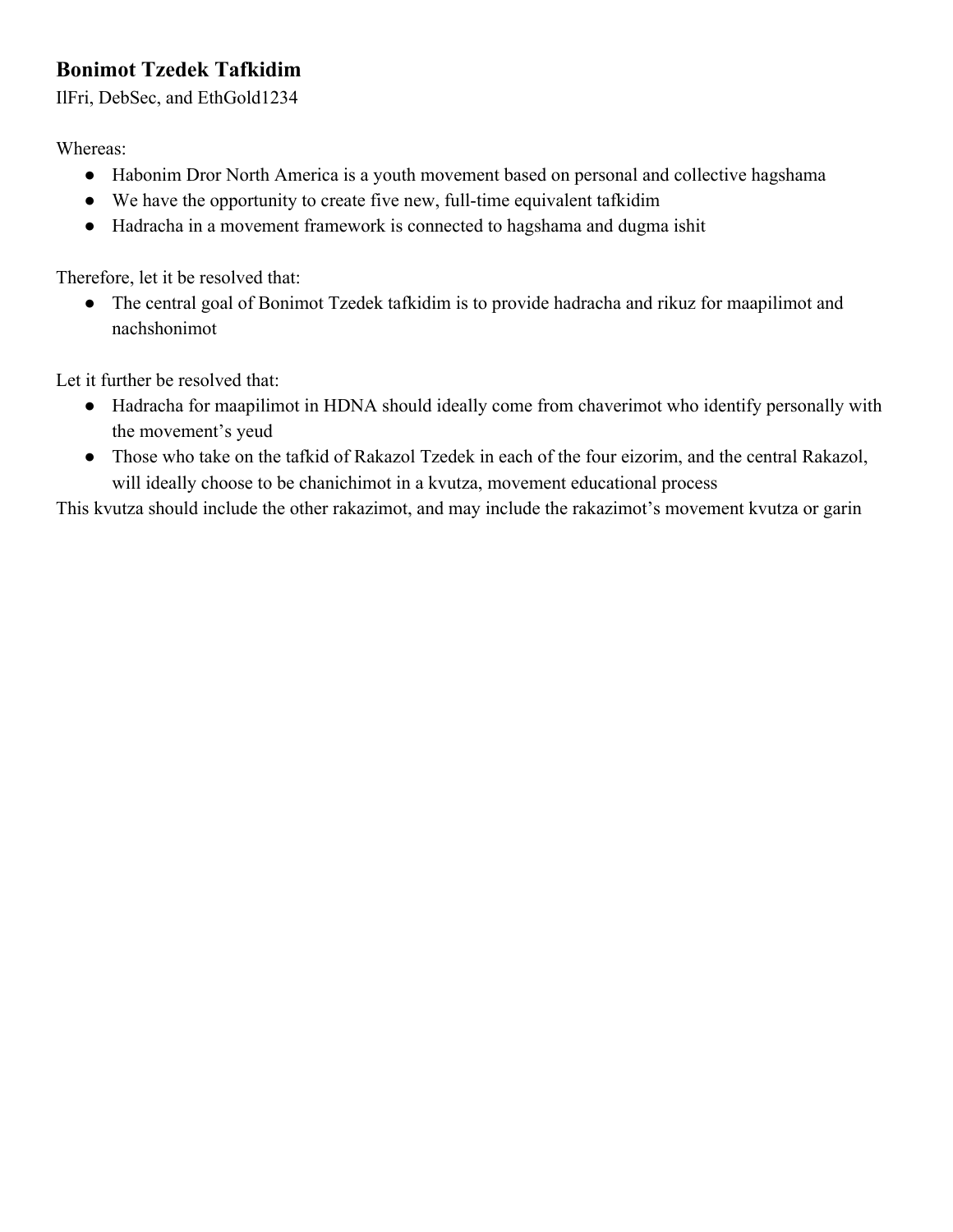### Bonimot Tzedek Tafkidim

IlFri, DebSec, and EthGold1234

Whereas:

- Habonim Dror North America is a youth movement based on personal and collective hagshama
- We have the opportunity to create five new, full-time equivalent tafkidim
- Hadracha in a movement framework is connected to hagshama and dugma ishit

Therefore, let it be resolved that:

- The central goal of Bonimot Tzedek tafkidim is to provide hadracha and rikuz for maapilimot and nachshonimot

Let it further be resolved that:

- Hadracha for maapilimot in HDNA should ideally come from chaverimot who identify personally with the movement's yeud
- Those who take on the tafkid of Rakazol Tzedek in each of the four eizorim, and the central Rakazol, will ideally choose to be chanichimot in a kvutza, movement educational process

This kvutza should include the other rakazimot, and may include the rakazimot's movement kvutza or garin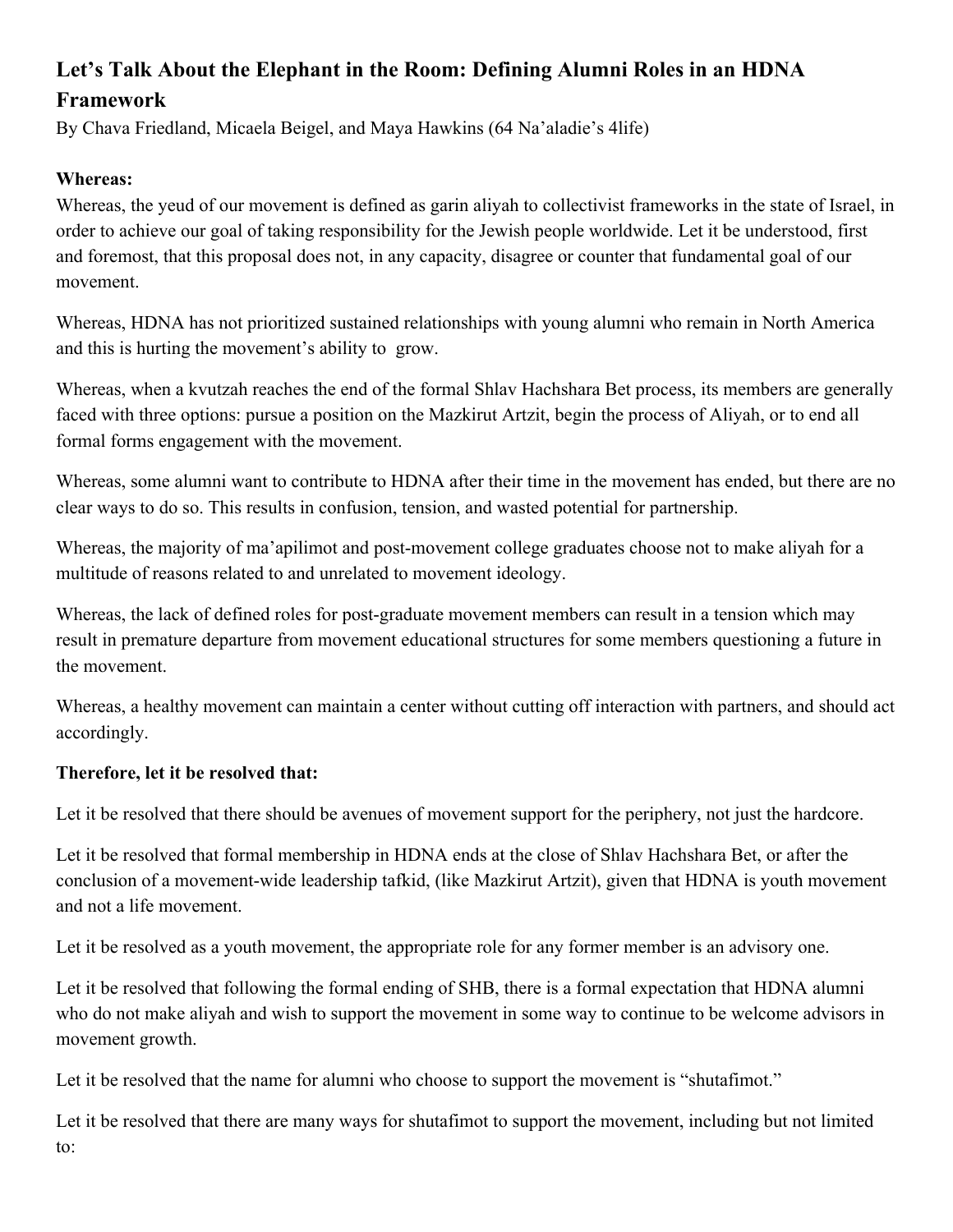## Let's Talk About the Elephant in the Room: Defining Alumni Roles in an HDNA Framework

By Chava Friedland, Micaela Beigel, and Maya Hawkins (64 Na'aladie's 4life)

**Whereas:**

Whereas, the yeud of our movement is defined as garin aliyah to collectivist frameworks in the state of Israel, in order to achieve our goal of taking responsibility for the Jewish people worldwide. Let it be understood, first and foremost, that this proposal does not, in any capacity, disagree or counter that fundamental goal of our movement.

Whereas, HDNA has not prioritized sustained relationships with young alumni who remain in North America and this is hurting the movement's ability to grow.

Whereas, when a kvutzah reaches the end of the formal Shlav Hachshara Bet process, its members are generally faced with three options: pursue a position on the Mazkirut Artzit, begin the process of Aliyah, or to end all formal forms engagement with the movement.

Whereas, some alumni want to contribute to HDNA after their time in the movement has ended, but there are no clear ways to do so. This results in confusion, tension, and wasted potential for partnership.

Whereas, the majority of ma'apilimot and post-movement college graduates choose not to make aliyah for a multitude of reasons related to and unrelated to movement ideology.

Whereas, the lack of defined roles for post-graduate movement members can result in a tension which may result in premature departure from movement educational structures for some members questioning a future in the movement.

Whereas, a healthy movement can maintain a center without cutting off interaction with partners, and should act accordingly.

**Therefore, let it be resolved that:**

Let it be resolved that there should be avenues of movement support for the periphery, not just the hardcore.

Let it be resolved that formal membership in HDNA ends at the close of Shlav Hachshara Bet, or after the conclusion of a movement-wide leadership tafkid, (like Mazkirut Artzit), given that HDNA is youth movement and not a life movement.

Let it be resolved as a youth movement, the appropriate role for any former member is an advisory one.

Let it be resolved that following the formal ending of SHB, there is a formal expectation that HDNA alumni who do not make aliyah and wish to support the movement in some way to continue to be welcome advisors in movement growth.

Let it be resolved that the name for alumni who choose to support the movement is "shutafimot."

Let it be resolved that there are many ways for shutafimot to support the movement, including but not limited to: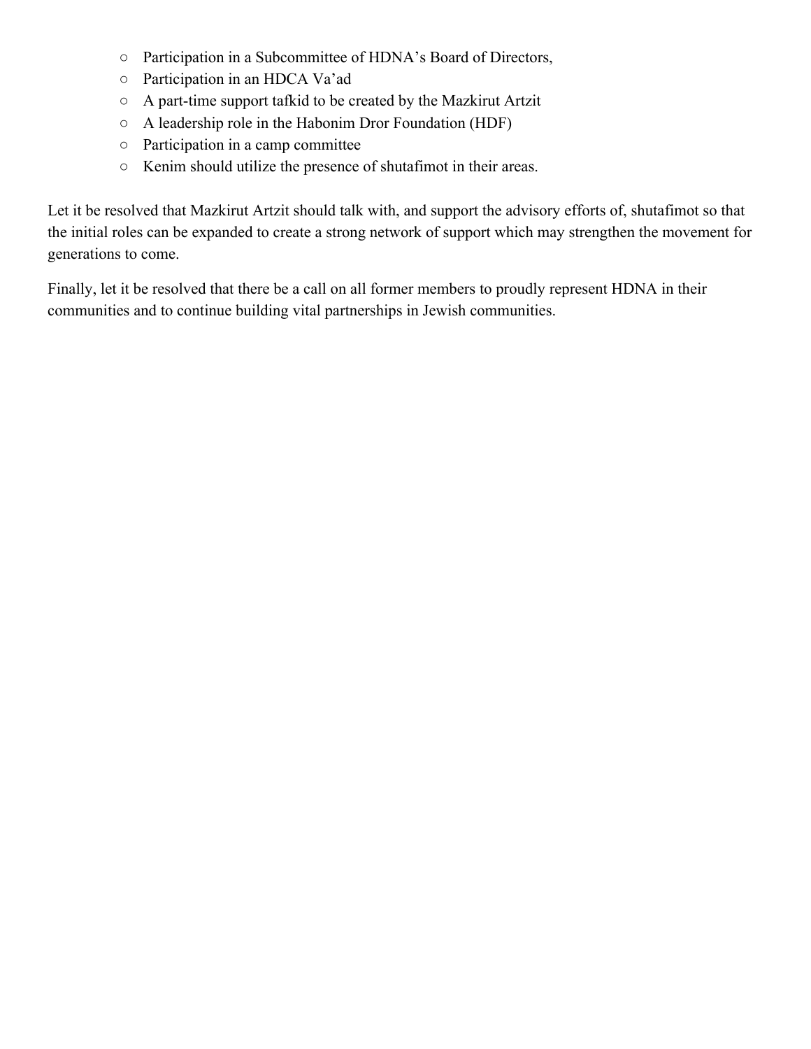- Participation in a Subcommittee of HDNA's Board of Directors,
  - Participation in an HDCA Va'ad
  - A part-time support tafkid to be created by the Mazkirut Artzit
  - A leadership role in the Habonim Dror Foundation (HDF)
  - Participation in a camp committee
  - Kenim should utilize the presence of shutafimot in their areas.

Let it be resolved that Mazkirut Artzit should talk with, and support the advisory efforts of, shutafimot so that the initial roles can be expanded to create a strong network of support which may strengthen the movement for generations to come.

Finally, let it be resolved that there be a call on all former members to proudly represent HDNA in their communities and to continue building vital partnerships in Jewish communities.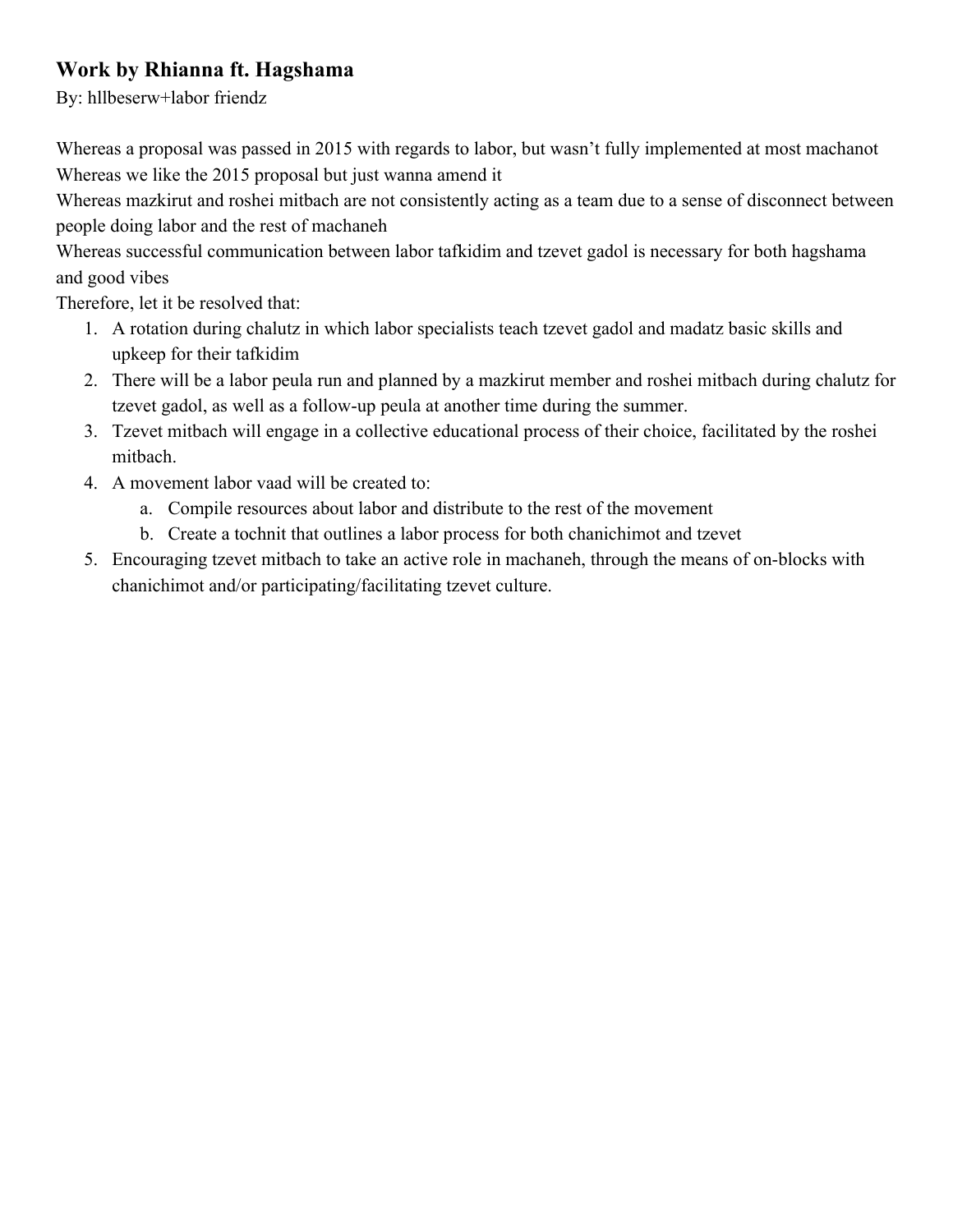### Work by Rhianna ft. Hagshama

By: hllbeserw+labor friendz

Whereas a proposal was passed in 2015 with regards to labor, but wasn't fully implemented at most machanot
Whereas we like the 2015 proposal but just wanna amend it
Whereas mazkirut and roshei mitbach are not consistently acting as a team due to a sense of disconnect between people doing labor and the rest of machaneh
Whereas successful communication between labor tafkidim and tzevet gadol is necessary for both hagshama and good vibes
Therefore, let it be resolved that:

1. A rotation during chalutz in which labor specialists teach tzevet gadol and madatz basic skills and upkeep for their tafkidim
2. There will be a labor peula run and planned by a mazkirut member and roshei mitbach during chalutz for tzevet gadol, as well as a follow-up peula at another time during the summer.
3. Tzevet mitbach will engage in a collective educational process of their choice, facilitated by the roshei mitbach.
4. A movement labor vaad will be created to:
   a. Compile resources about labor and distribute to the rest of the movement
   b. Create a tochnit that outlines a labor process for both chanichimot and tzevet
5. Encouraging tzevet mitbach to take an active role in machaneh, through the means of on-blocks with chanichimot and/or participating/facilitating tzevet culture.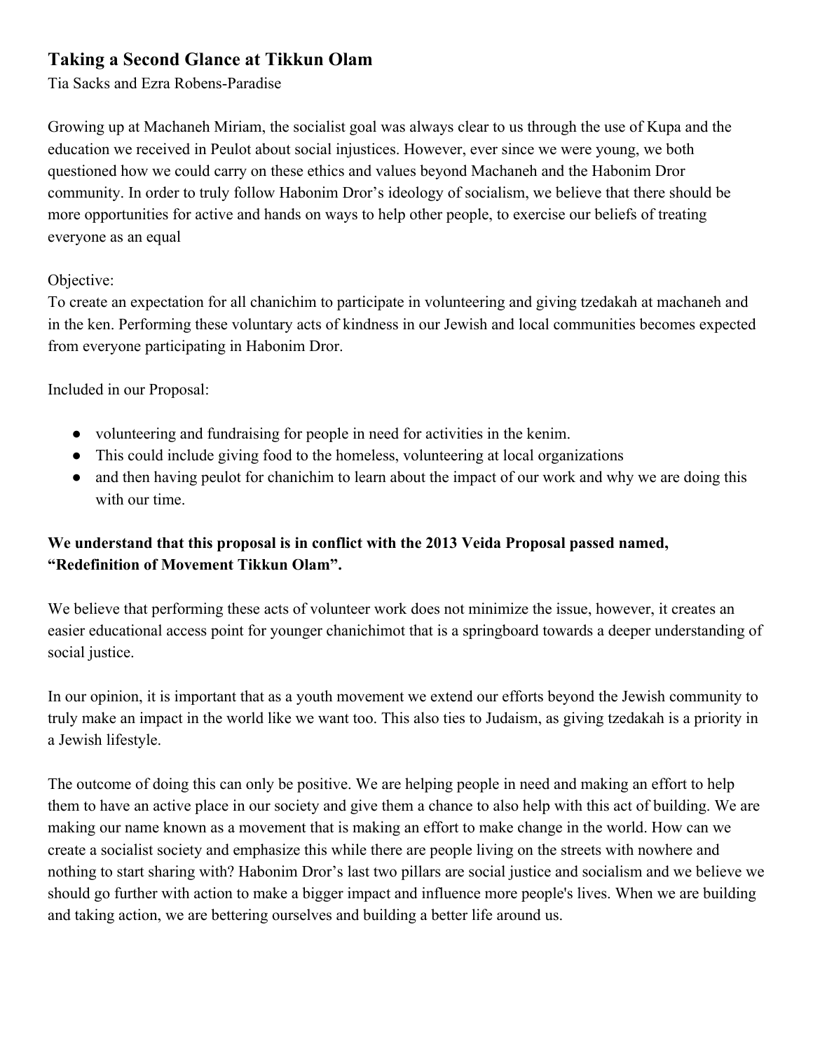## Taking a Second Glance at Tikkun Olam

Tia Sacks and Ezra Robens-Paradise

Growing up at Machaneh Miriam, the socialist goal was always clear to us through the use of Kupa and the education we received in Peulot about social injustices. However, ever since we were young, we both questioned how we could carry on these ethics and values beyond Machaneh and the Habonim Dror community. In order to truly follow Habonim Dror's ideology of socialism, we believe that there should be more opportunities for active and hands on ways to help other people, to exercise our beliefs of treating everyone as an equal

Objective:
To create an expectation for all chanichim to participate in volunteering and giving tzedakah at machaneh and in the ken. Performing these voluntary acts of kindness in our Jewish and local communities becomes expected from everyone participating in Habonim Dror.

Included in our Proposal:

- volunteering and fundraising for people in need for activities in the kenim.
- This could include giving food to the homeless, volunteering at local organizations
- and then having peulot for chanichim to learn about the impact of our work and why we are doing this with our time.

**We understand that this proposal is in conflict with the 2013 Veida Proposal passed named, "Redefinition of Movement Tikkun Olam".**

We believe that performing these acts of volunteer work does not minimize the issue, however, it creates an easier educational access point for younger chanichimot that is a springboard towards a deeper understanding of social justice.

In our opinion, it is important that as a youth movement we extend our efforts beyond the Jewish community to truly make an impact in the world like we want too. This also ties to Judaism, as giving tzedakah is a priority in a Jewish lifestyle.

The outcome of doing this can only be positive. We are helping people in need and making an effort to help them to have an active place in our society and give them a chance to also help with this act of building. We are making our name known as a movement that is making an effort to make change in the world. How can we create a socialist society and emphasize this while there are people living on the streets with nowhere and nothing to start sharing with? Habonim Dror's last two pillars are social justice and socialism and we believe we should go further with action to make a bigger impact and influence more people's lives. When we are building and taking action, we are bettering ourselves and building a better life around us.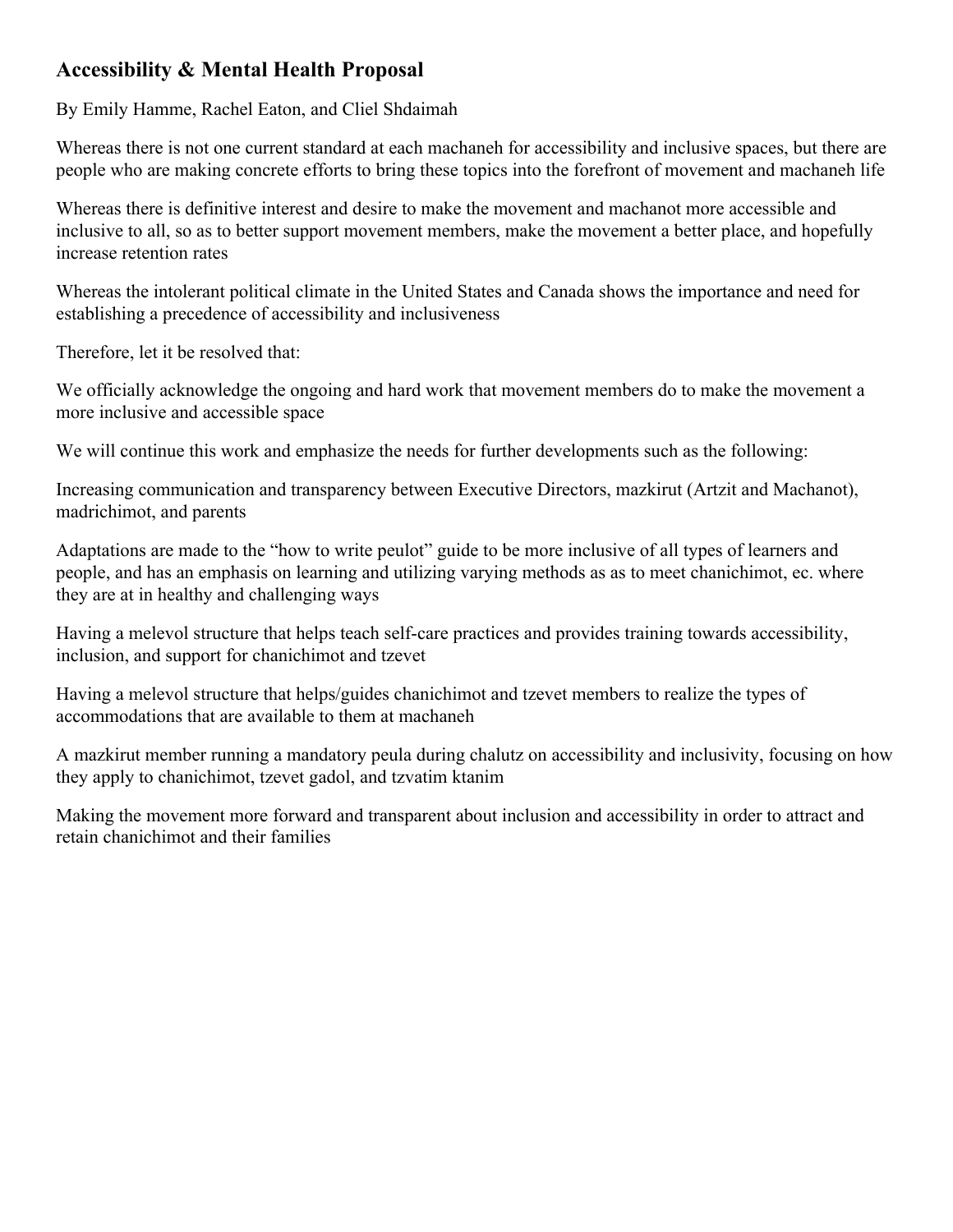## Accessibility & Mental Health Proposal

By Emily Hamme, Rachel Eaton, and Cliel Shdaimah

Whereas there is not one current standard at each machaneh for accessibility and inclusive spaces, but there are people who are making concrete efforts to bring these topics into the forefront of movement and machaneh life

Whereas there is definitive interest and desire to make the movement and machanot more accessible and inclusive to all, so as to better support movement members, make the movement a better place, and hopefully increase retention rates

Whereas the intolerant political climate in the United States and Canada shows the importance and need for establishing a precedence of accessibility and inclusiveness

Therefore, let it be resolved that:

We officially acknowledge the ongoing and hard work that movement members do to make the movement a more inclusive and accessible space

We will continue this work and emphasize the needs for further developments such as the following:

Increasing communication and transparency between Executive Directors, mazkirut (Artzit and Machanot), madrichimot, and parents

Adaptations are made to the "how to write peulot" guide to be more inclusive of all types of learners and people, and has an emphasis on learning and utilizing varying methods as as to meet chanichimot, ec. where they are at in healthy and challenging ways

Having a melevol structure that helps teach self-care practices and provides training towards accessibility, inclusion, and support for chanichimot and tzevet

Having a melevol structure that helps/guides chanichimot and tzevet members to realize the types of accommodations that are available to them at machaneh

A mazkirut member running a mandatory peula during chalutz on accessibility and inclusivity, focusing on how they apply to chanichimot, tzevet gadol, and tzvatim ktanim

Making the movement more forward and transparent about inclusion and accessibility in order to attract and retain chanichimot and their families